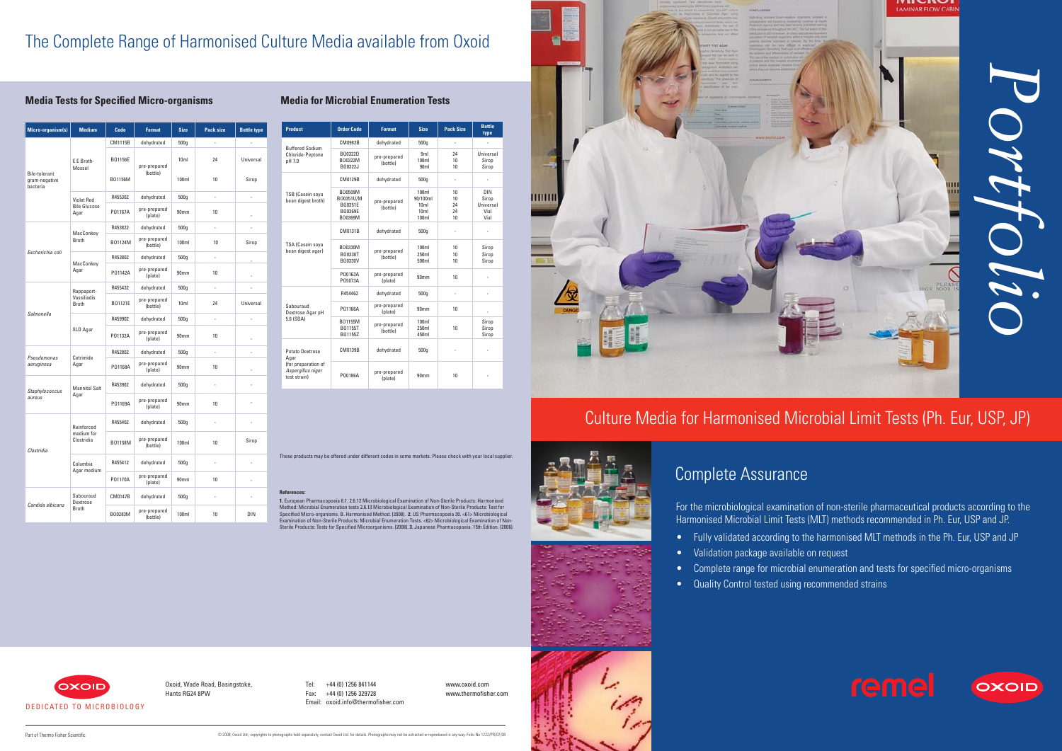# The Complete Range of Harmonised Culture Media available from Oxoid

## Media Tests for Specified Micro-organisms

| Micro-organism(s) | Medium | Code | Format | Size | Pack size | Bottle type |
|---|---|---|---|---|---|---|
| Bile-tolerant gram-negative bacteria | E E Broth-Mossel | CM1115B | dehydrated | 500g | - | - |
| | | BO1156E | pre-prepared (bottle) | 10ml | 24 | Universal |
| | | BO1156M | pre-prepared (bottle) | 100ml | 10 | Sirop |
| | Violet Red Bile Glucose Agar | R455302 | dehydrated | 500g | - | - |
| | | PO1167A | pre-prepared (plate) | 90mm | 10 | - |
| *Escherichia coli* | MacConkey Broth | R453822 | dehydrated | 500g | - | - |
| | | BO1124M | pre-prepared (bottle) | 100ml | 10 | Sirop |
| | MacConkey Agar | R453802 | dehydrated | 500g | - | - |
| | | PO1142A | pre-prepared (plate) | 90mm | 10 | - |
| *Salmonella* | Rappaport-Vassiliadis Broth | R455432 | dehydrated | 500g | - | - |
| | | BO1121E | pre-prepared (bottle) | 10ml | 24 | Universal |
| | XLD Agar | R459902 | dehydrated | 500g | - | - |
| | | PO1132A | pre-prepared (plate) | 90mm | 10 | - |
| *Pseudomonas aeruginosa* | Cetrimide Agar | R452802 | dehydrated | 500g | - | - |
| | | PO1168A | pre-prepared (plate) | 90mm | 10 | - |
| *Staphylococcus aureus* | Mannitol Salt Agar | R453902 | dehydrated | 500g | - | - |
| | | PO1169A | pre-prepared (plate) | 90mm | 10 | - |
| *Clostridia* | Reinforced medium for Clostridia | R455402 | dehydrated | 500g | - | - |
| | | BO1158M | pre-prepared (bottle) | 100ml | 10 | Sirop |
| | Columbia Agar medium | R455412 | dehydrated | 500g | - | - |
| | | PO1170A | pre-prepared (plate) | 90mm | 10 | - |
| *Candida albicans* | Sabouraud Dextrose Broth | CM0147B | dehydrated | 500g | - | - |
| | | BO0283M | pre-prepared (bottle) | 100ml | 10 | DIN |

## Media for Microbial Enumeration Tests

| Product | Order Code | Format | Size | Pack Size | Bottle type |
|---|---|---|---|---|---|
| Buffered Sodium Chloride-Peptone pH 7.0 | CM0982B | dehydrated | 500g | - | - |
| | BO0322D<br>BO0322M<br>BO0322J | pre-prepared (bottle) | 9ml<br>100ml<br>90ml | 24<br>10<br>10 | Universal<br>Sirop<br>Sirop |
| TSB (Casein soya bean digest broth) | CM0129B | dehydrated | 500g | - | - |
| | BO0509M<br>BO0351U/M<br>BO0351E<br>BO0369E<br>BO0369M | pre-prepared (bottle) | 100ml<br>90/100ml<br>10ml<br>10ml<br>100ml | 10<br>10<br>24<br>24<br>10 | DIN<br>Sirop<br>Universal<br>Vial<br>Vial |
| TSA (Casein soya bean digest agar) | CM0131B | dehydrated | 500g | - | - |
| | BO0330M<br>BO0330T<br>BO0330V | pre-prepared (bottle) | 100ml<br>250ml<br>500ml | 10<br>10<br>10 | Sirop<br>Sirop<br>Sirop |
| | PO0163A<br>PO5073A | pre-prepared (plate) | 90mm | 10 | - |
| Sabouraud Dextrose Agar pH 5.6 (SDA) | R454462 | dehydrated | 500g | - | - |
| | PO1166A | pre-prepared (plate) | 90mm | 10 | - |
| | BO1155M<br>BO1155T<br>BO1155Z | pre-prepared (bottle) | 100ml<br>250ml<br>450ml | 10 | Sirop<br>Sirop<br>Sirop |
| Potato Dextrose Agar (for preparation of *Aspergillus niger* test strain) | CM0139B | dehydrated | 500g | - | - |
| | PO0186A | pre-prepared (plate) | 90mm | 10 | - |

These products may be offered under different codes in some markets. Please check with your local supplier.

**References:**

**1.** European Pharmacopoeia 6.1. 2.6.12 Microbiological Examination of Non-Sterile Products: Harmonised Method: Microbial Enumeration tests 2.6.13 Microbiological Examination of Non-Sterile Products: Test for Specified Micro-organisms. B. Harmonised Method. (2008). **2.** US Pharmacopoeia 30. <61> Microbiological Examination of Non-Sterile Products: Microbial Enumeration Tests. <62> Microbiological Examination of Non-Sterile Products: Tests for Specified Microorganisms. (2008). **3.** Japanese Pharmacopoeia. 15th Edition. (2006).

OXOID
DEDICATED TO MICROBIOLOGY

Oxoid, Wade Road, Basingstoke, Hants RG24 8PW

Tel: +44 (0) 1256 841144
Fax: +44 (0) 1256 329728
Email: oxoid.info@thermofisher.com

www.oxoid.com
www.thermofisher.com

Part of Thermo Fisher Scientific

© 2008, Oxoid Ltd.; copyrights to photographs held separately, contact Oxoid Ltd. for details. Photographs may not be extracted or reproduced in any way. Folio No 1222/PR/07/08

# Portfolio

## Culture Media for Harmonised Microbial Limit Tests (Ph. Eur, USP, JP)

## Complete Assurance

For the microbiological examination of non-sterile pharmaceutical products according to the Harmonised Microbial Limit Tests (MLT) methods recommended in Ph. Eur, USP and JP.

- Fully validated according to the harmonised MLT methods in the Ph. Eur, USP and JP
- Validation package available on request
- Complete range for microbial enumeration and tests for specified micro-organisms
- Quality Control tested using recommended strains

remel OXOID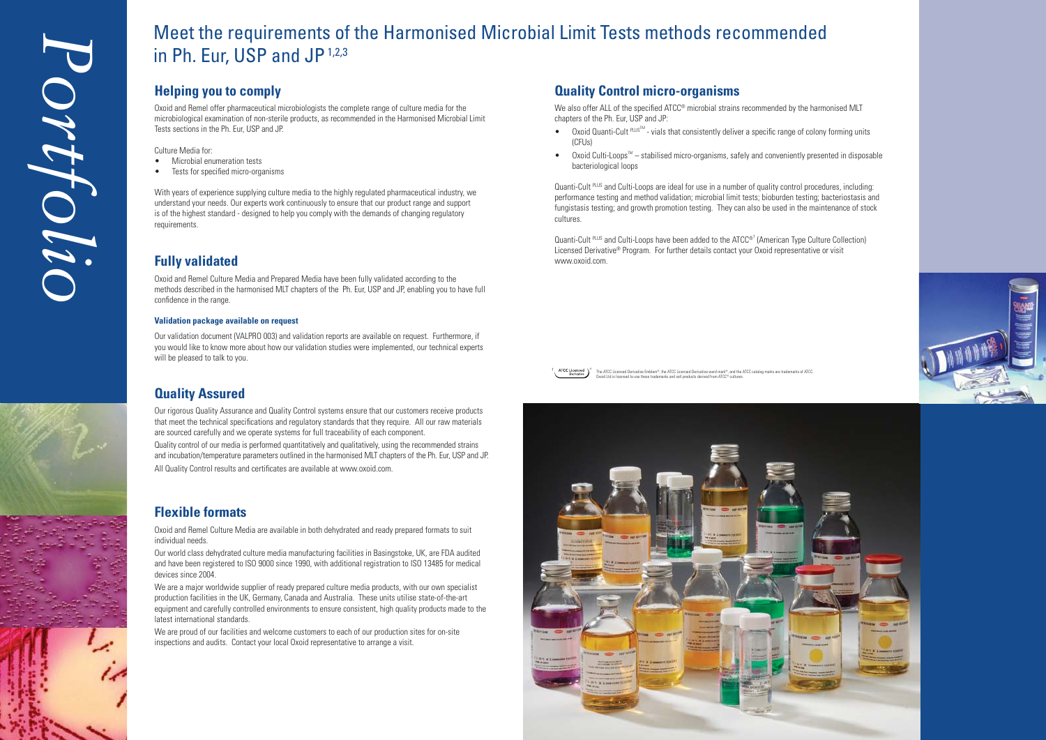# Meet the requirements of the Harmonised Microbial Limit Tests methods recommended in Ph. Eur, USP and JP [1,2,3]

## Helping you to comply

Oxoid and Remel offer pharmaceutical microbiologists the complete range of culture media for the microbiological examination of non-sterile products, as recommended in the Harmonised Microbial Limit Tests sections in the Ph. Eur, USP and JP.

Culture Media for:

- Microbial enumeration tests
- Tests for specified micro-organisms

With years of experience supplying culture media to the highly regulated pharmaceutical industry, we understand your needs. Our experts work continuously to ensure that our product range and support is of the highest standard - designed to help you comply with the demands of changing regulatory requirements.

## Fully validated

Oxoid and Remel Culture Media and Prepared Media have been fully validated according to the methods described in the harmonised MLT chapters of the Ph. Eur, USP and JP, enabling you to have full confidence in the range.

#### Validation package available on request

Our validation document (VALPRO 003) and validation reports are available on request. Furthermore, if you would like to know more about how our validation studies were implemented, our technical experts will be pleased to talk to you.

## Quality Assured

Our rigorous Quality Assurance and Quality Control systems ensure that our customers receive products that meet the technical specifications and regulatory standards that they require. All our raw materials are sourced carefully and we operate systems for full traceability of each component.

Quality control of our media is performed quantitatively and qualitatively, using the recommended strains and incubation/temperature parameters outlined in the harmonised MLT chapters of the Ph. Eur, USP and JP.

All Quality Control results and certificates are available at www.oxoid.com.

## Flexible formats

Oxoid and Remel Culture Media are available in both dehydrated and ready prepared formats to suit individual needs.

Our world class dehydrated culture media manufacturing facilities in Basingstoke, UK, are FDA audited and have been registered to ISO 9000 since 1990, with additional registration to ISO 13485 for medical devices since 2004.

We are a major worldwide supplier of ready prepared culture media products, with our own specialist production facilities in the UK, Germany, Canada and Australia. These units utilise state-of-the-art equipment and carefully controlled environments to ensure consistent, high quality products made to the latest international standards.

We are proud of our facilities and welcome customers to each of our production sites for on-site inspections and audits. Contact your local Oxoid representative to arrange a visit.

## Quality Control micro-organisms

We also offer ALL of the specified ATCC® microbial strains recommended by the harmonised MLT chapters of the Ph. Eur, USP and JP:

- Oxoid Quanti-Cult PLUS™ - vials that consistently deliver a specific range of colony forming units (CFUs)
- Oxoid Culti-Loops™ – stabilised micro-organisms, safely and conveniently presented in disposable bacteriological loops

Quanti-Cult PLUS and Culti-Loops are ideal for use in a number of quality control procedures, including: performance testing and method validation; microbial limit tests; bioburden testing; bacteriostasis and fungistasis testing; and growth promotion testing. They can also be used in the maintenance of stock cultures.

Quanti-Cult PLUS and Culti-Loops have been added to the ATCC®† (American Type Culture Collection) Licensed Derivative® Program. For further details contact your Oxoid representative or visit www.oxoid.com.

† The ATCC Licensed Derivative Emblem®, the ATCC Licensed Derivative word mark®, and the ATCC catalog marks are trademarks of ATCC. Oxoid Ltd is licensed to use these trademarks and sell products derived from ATCC® cultures.